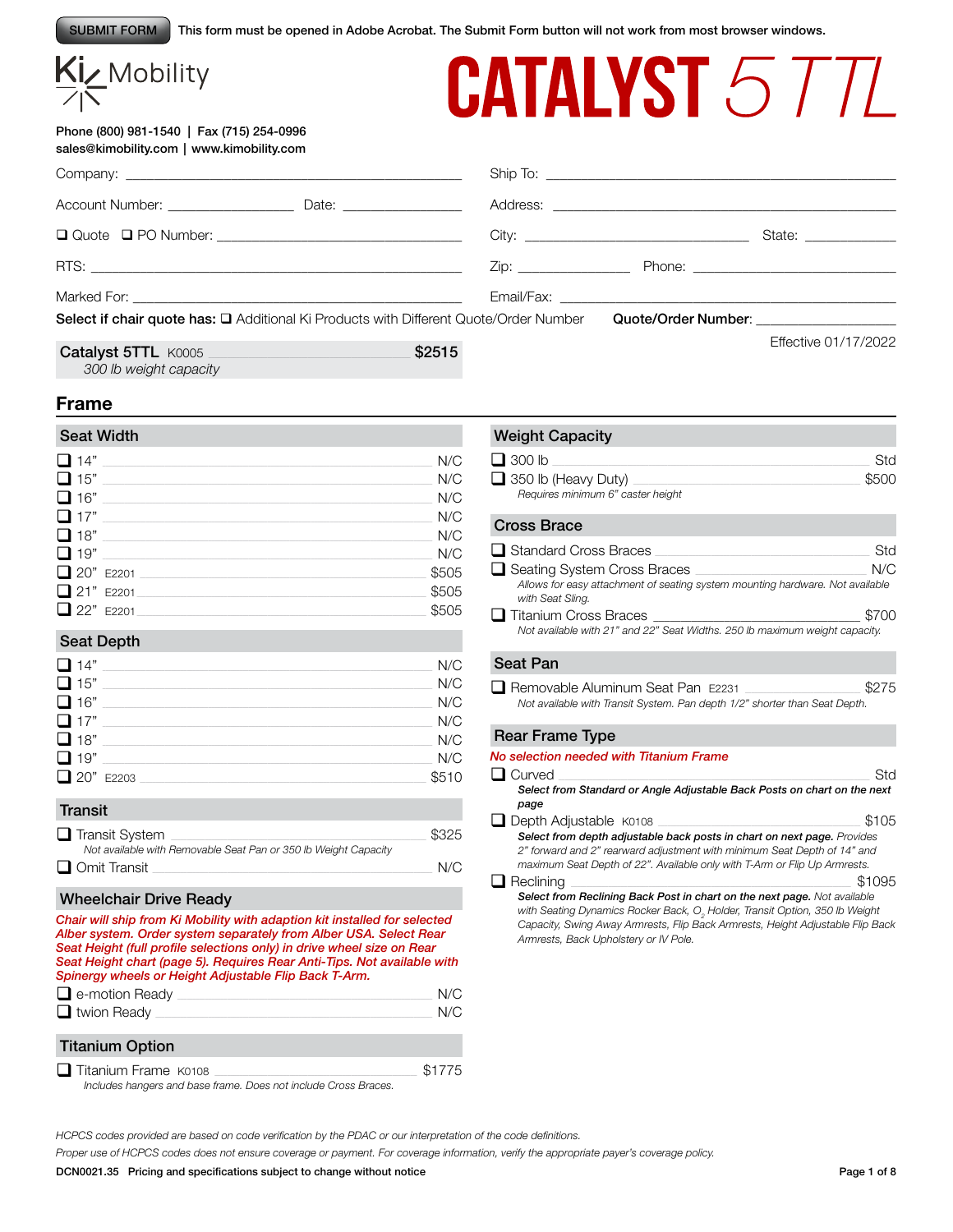SUBMIT FORM This form must be opened in Adobe Acrobat. The Submit Form button will not work from most browser windows.

Ki Mobility

# CATALYST 5 TTL

Phone (800) 981-1540 | Fax (715) 254-0996
sales@kimobility.com | www.kimobility.com

Company: ______________________ Ship To: ______________________

Account Number: ____________ Date: ____________ Address: ______________________

❑ Quote ❑ PO Number: ______________________ City: ______________ State: ________

RTS: ______________________ Zip: __________ Phone: ______________________

Marked For: ______________________ Email/Fax: ______________________

**Select if chair quote has:** ❑ Additional Ki Products with Different Quote/Order Number **Quote/Order Number**: ____________

**Catalyst 5TTL** K0005 **$2515**
*300 lb weight capacity*

Effective 01/17/2022

## Frame

### Seat Width

| Option | Price |
|---|---|
| ❑ 14" | N/C |
| ❑ 15" | N/C |
| ❑ 16" | N/C |
| ❑ 17" | N/C |
| ❑ 18" | N/C |
| ❑ 19" | N/C |
| ❑ 20" E2201 | $505 |
| ❑ 21" E2201 | $505 |
| ❑ 22" E2201 | $505 |

### Seat Depth

| Option | Price |
|---|---|
| ❑ 14" | N/C |
| ❑ 15" | N/C |
| ❑ 16" | N/C |
| ❑ 17" | N/C |
| ❑ 18" | N/C |
| ❑ 19" | N/C |
| ❑ 20" E2203 | $510 |

### Transit

| Option | Price |
|---|---|
| ❑ Transit System<br>*Not available with Removable Seat Pan or 350 lb Weight Capacity* | $325 |
| ❑ Omit Transit | N/C |

### Wheelchair Drive Ready

*Chair will ship from Ki Mobility with adaption kit installed for selected Alber system. Order system separately from Alber USA. Select Rear Seat Height (full profile selections only) in drive wheel size on Rear Seat Height chart (page 5). Requires Rear Anti-Tips. Not available with Spinergy wheels or Height Adjustable Flip Back T-Arm.*

| Option | Price |
|---|---|
| ❑ e-motion Ready | N/C |
| ❑ twion Ready | N/C |

### Titanium Option

| Option | Price |
|---|---|
| ❑ Titanium Frame K0108<br>*Includes hangers and base frame. Does not include Cross Braces.* | $1775 |

### Weight Capacity

| Option | Price |
|---|---|
| ❑ 300 lb | Std |
| ❑ 350 lb (Heavy Duty)<br>*Requires minimum 6" caster height* | $500 |

### Cross Brace

| Option | Price |
|---|---|
| ❑ Standard Cross Braces | Std |
| ❑ Seating System Cross Braces<br>*Allows for easy attachment of seating system mounting hardware. Not available with Seat Sling.* | N/C |
| ❑ Titanium Cross Braces<br>*Not available with 21" and 22" Seat Widths. 250 lb maximum weight capacity.* | $700 |

### Seat Pan

| Option | Price |
|---|---|
| ❑ Removable Aluminum Seat Pan E2231<br>*Not available with Transit System. Pan depth 1/2" shorter than Seat Depth.* | $275 |

### Rear Frame Type

*No selection needed with Titanium Frame*

| Option | Price |
|---|---|
| ❑ Curved<br>**Select from Standard or Angle Adjustable Back Posts on chart on the next page** | Std |
| ❑ Depth Adjustable K0108<br>**Select from depth adjustable back posts in chart on next page.** *Provides 2" forward and 2" rearward adjustment with minimum Seat Depth of 14" and maximum Seat Depth of 22". Available only with T-Arm or Flip Up Armrests.* | $105 |
| ❑ Reclining<br>**Select from Reclining Back Post in chart on the next page.** *Not available with Seating Dynamics Rocker Back, $O_2$ Holder, Transit Option, 350 lb Weight Capacity, Swing Away Armrests, Flip Back Armrests, Height Adjustable Flip Back Armrests, Back Upholstery or IV Pole.* | $1095 |

*HCPCS codes provided are based on code verification by the PDAC or our interpretation of the code definitions.*

*Proper use of HCPCS codes does not ensure coverage or payment. For coverage information, verify the appropriate payer's coverage policy.*

**DCN0021.35 Pricing and specifications subject to change without notice**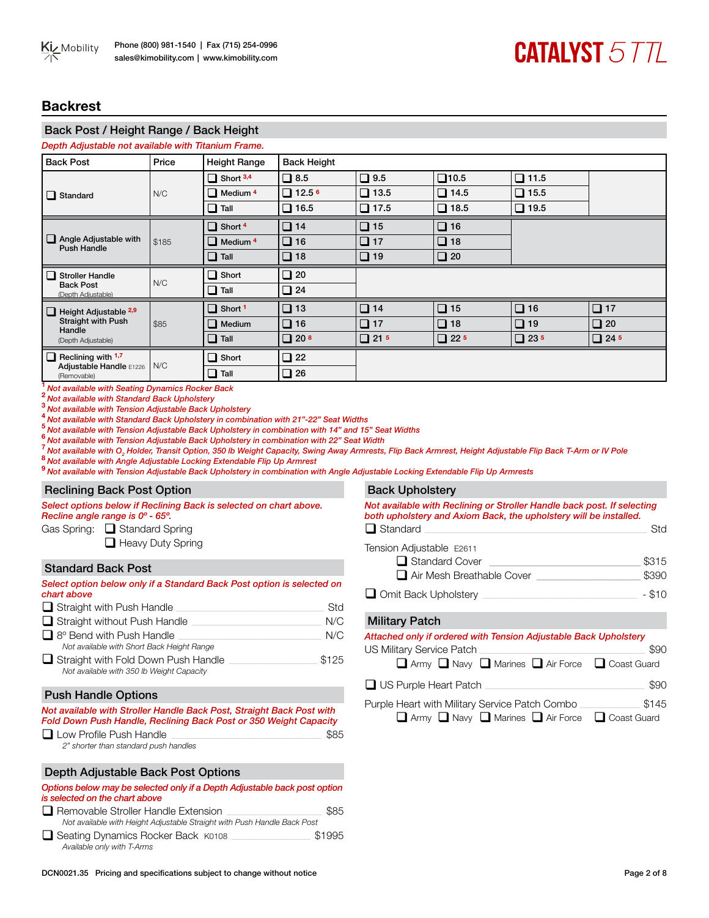Phone (800) 981-1540 | Fax (715) 254-0996
sales@kimobility.com | www.kimobility.com

**CATALYST 5 TTL**

# Backrest

## Back Post / Height Range / Back Height

*Depth Adjustable not available with Titanium Frame.*

| Back Post | Price | Height Range | Back Height | | | | |
|---|---|---|---|---|---|---|---|
| ❑ Standard | N/C | ❑ Short [3,4] | ❑ 8.5 | ❑ 9.5 | ❑ 10.5 | ❑ 11.5 | |
| | | ❑ Medium [4] | ❑ 12.5 [6] | ❑ 13.5 | ❑ 14.5 | ❑ 15.5 | |
| | | ❑ Tall | ❑ 16.5 | ❑ 17.5 | ❑ 18.5 | ❑ 19.5 | |
| ❑ Angle Adjustable with Push Handle | $185 | ❑ Short [4] | ❑ 14 | ❑ 15 | ❑ 16 | | |
| | | ❑ Medium [4] | ❑ 16 | ❑ 17 | ❑ 18 | | |
| | | ❑ Tall | ❑ 18 | ❑ 19 | ❑ 20 | | |
| ❑ Stroller Handle Back Post (Depth Adjustable) | N/C | ❑ Short | ❑ 20 | | | | |
| | | ❑ Tall | ❑ 24 | | | | |
| ❑ Height Adjustable [2,9] Straight with Push Handle (Depth Adjustable) | $85 | ❑ Short [1] | ❑ 13 | ❑ 14 | ❑ 15 | ❑ 16 | ❑ 17 |
| | | ❑ Medium | ❑ 16 | ❑ 17 | ❑ 18 | ❑ 19 | ❑ 20 |
| | | ❑ Tall | ❑ 20 [8] | ❑ 21 [5] | ❑ 22 [5] | ❑ 23 [5] | ❑ 24 [5] |
| ❑ Reclining with [1,7] Adjustable Handle E1226 (Removable) | N/C | ❑ Short | ❑ 22 | | | | |
| | | ❑ Tall | ❑ 26 | | | | |

[1] *Not available with Seating Dynamics Rocker Back*
[2] *Not available with Standard Back Upholstery*
[3] *Not available with Tension Adjustable Back Upholstery*
[4] *Not available with Standard Back Upholstery in combination with 21”-22” Seat Widths*
[5] *Not available with Tension Adjustable Back Upholstery in combination with 14” and 15” Seat Widths*
[6] *Not available with Tension Adjustable Back Upholstery in combination with 22” Seat Width*
[7] *Not available with $O_2$ Holder, Transit Option, 350 lb Weight Capacity, Swing Away Armrests, Flip Back Armrest, Height Adjustable Flip Back T-Arm or IV Pole*
[8] *Not available with Angle Adjustable Locking Extendable Flip Up Armrest*
[9] *Not available with Tension Adjustable Back Upholstery in combination with Angle Adjustable Locking Extendable Flip Up Armrests*

## Reclining Back Post Option

*Select options below if Reclining Back is selected on chart above. Recline angle range is 0º - 65º.*

Gas Spring:
- ❑ Standard Spring
- ❑ Heavy Duty Spring

## Standard Back Post

*Select option below only if a Standard Back Post option is selected on chart above*

- ❑ Straight with Push Handle — Std
- ❑ Straight without Push Handle — N/C
- ❑ 8º Bend with Push Handle — N/C
  *Not available with Short Back Height Range*
- ❑ Straight with Fold Down Push Handle — $125
  *Not available with 350 lb Weight Capacity*

## Push Handle Options

*Not available with Stroller Handle Back Post, Straight Back Post with Fold Down Push Handle, Reclining Back Post or 350 Weight Capacity*

- ❑ Low Profile Push Handle — $85
  *2" shorter than standard push handles*

## Depth Adjustable Back Post Options

*Options below may be selected only if a Depth Adjustable back post option is selected on the chart above*

- ❑ Removable Stroller Handle Extension — $85
  *Not available with Height Adjustable Straight with Push Handle Back Post*
- ❑ Seating Dynamics Rocker Back K0108 — $1995
  *Available only with T-Arms*

## Back Upholstery

*Not available with Reclining or Stroller Handle back post. If selecting both upholstery and Axiom Back, the upholstery will be installed.*

- ❑ Standard — Std

Tension Adjustable E2611
- ❑ Standard Cover — $315
- ❑ Air Mesh Breathable Cover — $390

- ❑ Omit Back Upholstery — - $10

## Military Patch

*Attached only if ordered with Tension Adjustable Back Upholstery*

US Military Service Patch — $90
❑ Army ❑ Navy ❑ Marines ❑ Air Force ❑ Coast Guard

❑ US Purple Heart Patch — $90

Purple Heart with Military Service Patch Combo — $145
❑ Army ❑ Navy ❑ Marines ❑ Air Force ❑ Coast Guard

DCN0021.35 Pricing and specifications subject to change without notice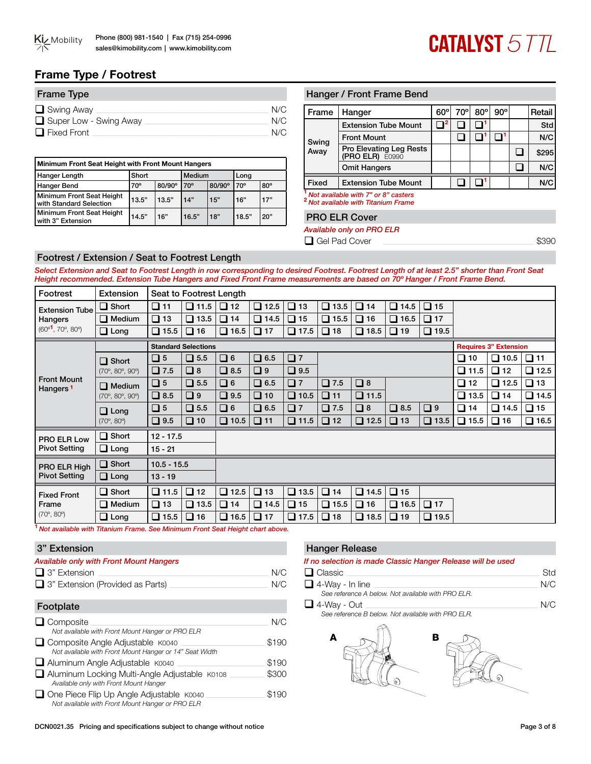# Frame Type / Footrest

## Frame Type

- ❑ Swing Away — N/C
- ❑ Super Low - Swing Away — N/C
- ❑ Fixed Front — N/C

| Minimum Front Seat Height with Front Mount Hangers | | | | | | |
|---|---|---|---|---|---|---|
| Hanger Length | Short | | Medium | | Long | |
| Hanger Bend | 70º | 80/90º | 70º | 80/90º | 70º | 80º |
| Minimum Front Seat Height with Standard Selection | 13.5" | 13.5" | 14" | 15" | 16" | 17" |
| Minimum Front Seat Height with 3" Extension | 14.5" | 16" | 16.5" | 18" | 18.5" | 20" |

## Hanger / Front Frame Bend

| Frame | Hanger | 60º | 70º | 80º | 90º | | Retail |
|---|---|---|---|---|---|---|---|
| Swing Away | Extension Tube Mount | ❑[2] | ❑ | ❑[1] | | | Std |
| | Front Mount | | ❑ | ❑[1] | ❑[1] | | N/C |
| | Pro Elevating Leg Rests (PRO ELR) E0990 | | | | | ❑ | $295 |
| | Omit Hangers | | | | | ❑ | N/C |
| Fixed | Extension Tube Mount | | ❑ | ❑[1] | | | N/C |

*[1] Not available with 7" or 8" casters*
*[2] Not available with Titanium Frame*

## PRO ELR Cover

*Available only on PRO ELR*

- ❑ Gel Pad Cover — $390

## Footrest / Extension / Seat to Footrest Length

*Select Extension and Seat to Footrest Length in row corresponding to desired Footrest. Footrest Length of at least 2.5" shorter than Front Seat Height recommended. Extension Tube Hangers and Fixed Front Frame measurements are based on 70º Hanger / Front Frame Bend.*

| Footrest | Extension | Seat to Footrest Length | | | | | | | | | | | |
|---|---|---|---|---|---|---|---|---|---|---|---|---|---|
| Extension Tube Hangers (60º[1], 70º, 80º) | ❑ Short | ❑ 11 | ❑ 11.5 | ❑ 12 | ❑ 12.5 | ❑ 13 | ❑ 13.5 | ❑ 14 | ❑ 14.5 | ❑ 15 | | | |
| | ❑ Medium | ❑ 13 | ❑ 13.5 | ❑ 14 | ❑ 14.5 | ❑ 15 | ❑ 15.5 | ❑ 16 | ❑ 16.5 | ❑ 17 | | | |
| | ❑ Long | ❑ 15.5 | ❑ 16 | ❑ 16.5 | ❑ 17 | ❑ 17.5 | ❑ 18 | ❑ 18.5 | ❑ 19 | ❑ 19.5 | | | |
| Front Mount Hangers[1] | | Standard Selections | | | | | | | | | Requires 3" Extension | | |
| | ❑ Short (70º, 80º, 90º) | ❑ 5 | ❑ 5.5 | ❑ 6 | ❑ 6.5 | ❑ 7 | | | | | ❑ 10 | ❑ 10.5 | ❑ 11 |
| | | ❑ 7.5 | ❑ 8 | ❑ 8.5 | ❑ 9 | ❑ 9.5 | | | | | ❑ 11.5 | ❑ 12 | ❑ 12.5 |
| | ❑ Medium (70º, 80º, 90º) | ❑ 5 | ❑ 5.5 | ❑ 6 | ❑ 6.5 | ❑ 7 | ❑ 7.5 | ❑ 8 | | | ❑ 12 | ❑ 12.5 | ❑ 13 |
| | | ❑ 8.5 | ❑ 9 | ❑ 9.5 | ❑ 10 | ❑ 10.5 | ❑ 11 | ❑ 11.5 | | | ❑ 13.5 | ❑ 14 | ❑ 14.5 |
| | ❑ Long (70º, 80º) | ❑ 5 | ❑ 5.5 | ❑ 6 | ❑ 6.5 | ❑ 7 | ❑ 7.5 | ❑ 8 | ❑ 8.5 | ❑ 9 | ❑ 14 | ❑ 14.5 | ❑ 15 |
| | | ❑ 9.5 | ❑ 10 | ❑ 10.5 | ❑ 11 | ❑ 11.5 | ❑ 12 | ❑ 12.5 | ❑ 13 | ❑ 13.5 | ❑ 15.5 | ❑ 16 | ❑ 16.5 |
| PRO ELR Low Pivot Setting | ❑ Short | 12 - 17.5 | | | | | | | | | | | |
| | ❑ Long | 15 - 21 | | | | | | | | | | | |
| PRO ELR High Pivot Setting | ❑ Short | 10.5 - 15.5 | | | | | | | | | | | |
| | ❑ Long | 13 - 19 | | | | | | | | | | | |
| Fixed Front Frame (70º, 80º) | ❑ Short | ❑ 11.5 | ❑ 12 | ❑ 12.5 | ❑ 13 | ❑ 13.5 | ❑ 14 | ❑ 14.5 | ❑ 15 | | | | |
| | ❑ Medium | ❑ 13 | ❑ 13.5 | ❑ 14 | ❑ 14.5 | ❑ 15 | ❑ 15.5 | ❑ 16 | ❑ 16.5 | ❑ 17 | | | |
| | ❑ Long | ❑ 15.5 | ❑ 16 | ❑ 16.5 | ❑ 17 | ❑ 17.5 | ❑ 18 | ❑ 18.5 | ❑ 19 | ❑ 19.5 | | | |

*[1] Not available with Titanium Frame. See Minimum Front Seat Height chart above.*

## 3" Extension

*Available only with Front Mount Hangers*

- ❑ 3" Extension — N/C
- ❑ 3" Extension (Provided as Parts) — N/C

## Footplate

- ❑ Composite — N/C
  *Not available with Front Mount Hanger or PRO ELR*
- ❑ Composite Angle Adjustable K0040 — $190
  *Not available with Front Mount Hanger or 14" Seat Width*
- ❑ Aluminum Angle Adjustable K0040 — $190
- ❑ Aluminum Locking Multi-Angle Adjustable K0108 — $300
  *Available only with Front Mount Hanger*
- ❑ One Piece Flip Up Angle Adjustable K0040 — $190
  *Not available with Front Mount Hanger or PRO ELR*

## Hanger Release

*If no selection is made Classic Hanger Release will be used*

- ❑ Classic — Std
- ❑ 4-Way - In line — N/C
  *See reference A below. Not available with PRO ELR.*
- ❑ 4-Way - Out — N/C
  *See reference B below. Not available with PRO ELR.*

A B

DCN0021.35 Pricing and specifications subject to change without notice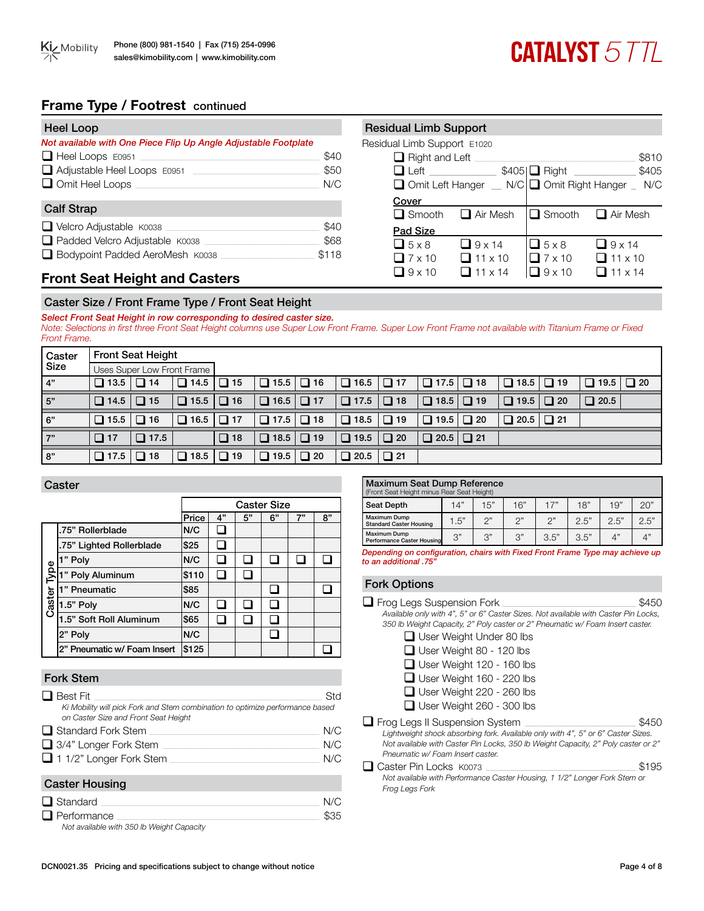## Frame Type / Footrest continued

### Heel Loop

*Not available with One Piece Flip Up Angle Adjustable Footplate*

- ❑ Heel Loops E0951 — $40
- ❑ Adjustable Heel Loops E0951 — $50
- ❑ Omit Heel Loops — N/C

### Calf Strap

- ❑ Velcro Adjustable K0038 — $40
- ❑ Padded Velcro Adjustable K0038 — $68
- ❑ Bodypoint Padded AeroMesh K0038 — $118

### Residual Limb Support

Residual Limb Support E1020

- ❑ Right and Left — $810
- ❑ Left — $405 | ❑ Right — $405
- ❑ Omit Left Hanger — N/C | ❑ Omit Right Hanger — N/C

| | Left | | Right | |
|---|---|---|---|---|
| **Cover** | ❑ Smooth | ❑ Air Mesh | ❑ Smooth | ❑ Air Mesh |
| **Pad Size** | ❑ 5 x 8 | ❑ 9 x 14 | ❑ 5 x 8 | ❑ 9 x 14 |
| | ❑ 7 x 10 | ❑ 11 x 10 | ❑ 7 x 10 | ❑ 11 x 10 |
| | ❑ 9 x 10 | ❑ 11 x 14 | ❑ 9 x 10 | ❑ 11 x 14 |

## Front Seat Height and Casters

### Caster Size / Front Frame Type / Front Seat Height

*Select Front Seat Height in row corresponding to desired caster size.*

*Note: Selections in first three Front Seat Height columns use Super Low Front Frame. Super Low Front Frame not available with Titanium Frame or Fixed Front Frame.*

| Caster Size | Front Seat Height (Uses Super Low Front Frame) | | | | | | | | | | | | | |
|---|---|---|---|---|---|---|---|---|---|---|---|---|---|---|
| 4" | ❑ 13.5 | ❑ 14 | ❑ 14.5 | ❑ 15 | ❑ 15.5 | ❑ 16 | ❑ 16.5 | ❑ 17 | ❑ 17.5 | ❑ 18 | ❑ 18.5 | ❑ 19 | ❑ 19.5 | ❑ 20 |
| 5" | ❑ 14.5 | ❑ 15 | ❑ 15.5 | ❑ 16 | ❑ 16.5 | ❑ 17 | ❑ 17.5 | ❑ 18 | ❑ 18.5 | ❑ 19 | ❑ 19.5 | ❑ 20 | ❑ 20.5 | |
| 6" | ❑ 15.5 | ❑ 16 | ❑ 16.5 | ❑ 17 | ❑ 17.5 | ❑ 18 | ❑ 18.5 | ❑ 19 | ❑ 19.5 | ❑ 20 | ❑ 20.5 | ❑ 21 | | |
| 7" | ❑ 17 | ❑ 17.5 | | ❑ 18 | ❑ 18.5 | ❑ 19 | ❑ 19.5 | ❑ 20 | ❑ 20.5 | ❑ 21 | | | | |
| 8" | ❑ 17.5 | ❑ 18 | ❑ 18.5 | ❑ 19 | ❑ 19.5 | ❑ 20 | ❑ 20.5 | ❑ 21 | | | | | | |

### Caster

| Caster Type | Price | 4" | 5" | 6" | 7" | 8" |
|---|---|---|---|---|---|---|
| .75" Rollerblade | N/C | ❑ | | | | |
| .75" Lighted Rollerblade | $25 | ❑ | | | | |
| 1" Poly | N/C | ❑ | ❑ | ❑ | ❑ | ❑ |
| 1" Poly Aluminum | $110 | ❑ | ❑ | | | |
| 1" Pneumatic | $85 | | | ❑ | | ❑ |
| 1.5" Poly | N/C | ❑ | ❑ | ❑ | | |
| 1.5" Soft Roll Aluminum | $65 | ❑ | ❑ | ❑ | | |
| 2" Poly | N/C | | | ❑ | | |
| 2" Pneumatic w/ Foam Insert | $125 | | | | | ❑ |

### Maximum Seat Dump Reference

(Front Seat Height minus Rear Seat Height)

| Seat Depth | 14" | 15" | 16" | 17" | 18" | 19" | 20" |
|---|---|---|---|---|---|---|---|
| Maximum Dump Standard Caster Housing | 1.5" | 2" | 2" | 2" | 2.5" | 2.5" | 2.5" |
| Maximum Dump Performance Caster Housing | 3" | 3" | 3" | 3.5" | 3.5" | 4" | 4" |

*Depending on configuration, chairs with Fixed Front Frame Type may achieve up to an additional .75"*

### Fork Stem

- ❑ Best Fit — Std
  *Ki Mobility will pick Fork and Stem combination to optimize performance based on Caster Size and Front Seat Height*
- ❑ Standard Fork Stem — N/C
- ❑ 3/4" Longer Fork Stem — N/C
- ❑ 1 1/2" Longer Fork Stem — N/C

### Caster Housing

- ❑ Standard — N/C
- ❑ Performance — $35
  *Not available with 350 lb Weight Capacity*

### Fork Options

- ❑ Frog Legs Suspension Fork — $450
  *Available only with 4", 5" or 6" Caster Sizes. Not available with Caster Pin Locks, 350 lb Weight Capacity, 2" Poly caster or 2" Pneumatic w/ Foam Insert caster.*
  - ❑ User Weight Under 80 lbs
  - ❑ User Weight 80 - 120 lbs
  - ❑ User Weight 120 - 160 lbs
  - ❑ User Weight 160 - 220 lbs
  - ❑ User Weight 220 - 260 lbs
  - ❑ User Weight 260 - 300 lbs
- ❑ Frog Legs II Suspension System — $450
  *Lightweight shock absorbing fork. Available only with 4", 5" or 6" Caster Sizes. Not available with Caster Pin Locks, 350 lb Weight Capacity, 2" Poly caster or 2" Pneumatic w/ Foam Insert caster.*
- ❑ Caster Pin Locks K0073 — $195
  *Not available with Performance Caster Housing, 1 1/2" Longer Fork Stem or Frog Legs Fork*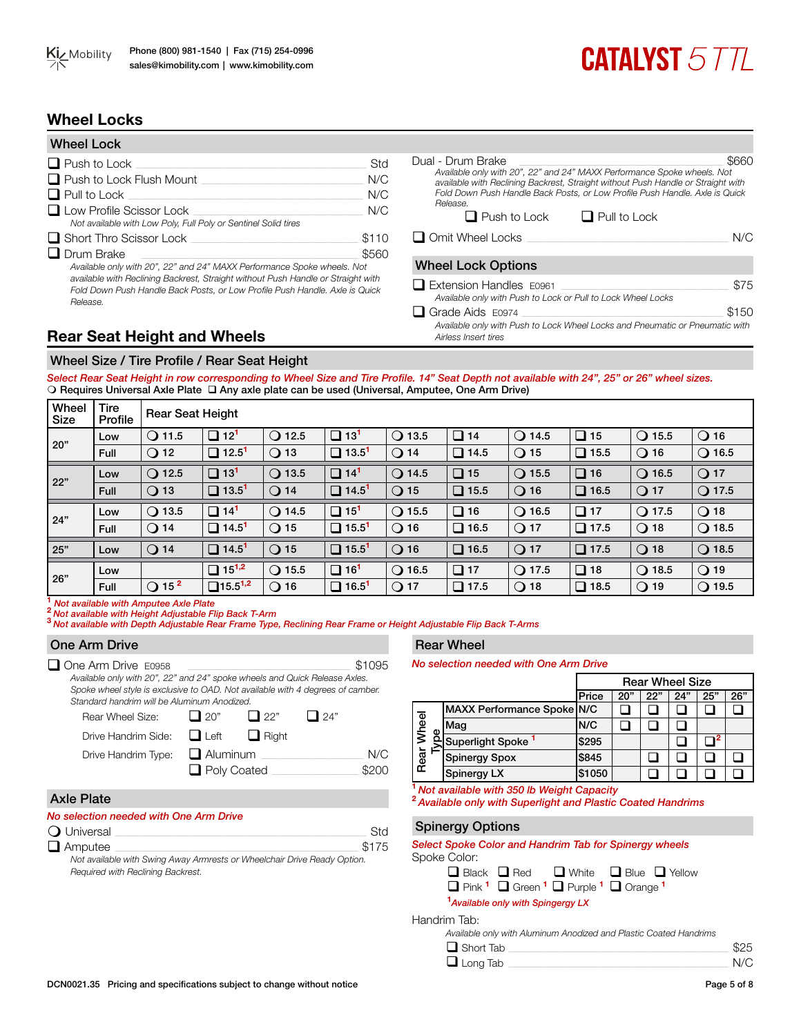Ki Mobility Phone (800) 981-1540 | Fax (715) 254-0996
sales@kimobility.com | www.kimobility.com

# CATALYST 5 TTL

## Wheel Locks

### Wheel Lock

- ❑ Push to Lock — Std
- ❑ Push to Lock Flush Mount — N/C
- ❑ Pull to Lock — N/C
- ❑ Low Profile Scissor Lock — N/C
  *Not available with Low Poly, Full Poly or Sentinel Solid tires*
- ❑ Short Thro Scissor Lock — $110
- ❑ Drum Brake — $560
  *Available only with 20", 22" and 24" MAXX Performance Spoke wheels. Not available with Reclining Backrest, Straight without Push Handle or Straight with Fold Down Push Handle Back Posts, or Low Profile Push Handle. Axle is Quick Release.*
- Dual - Drum Brake — $660
  *Available only with 20", 22" and 24" MAXX Performance Spoke wheels. Not available with Reclining Backrest, Straight without Push Handle or Straight with Fold Down Push Handle Back Posts, or Low Profile Push Handle. Axle is Quick Release.*
  - ❑ Push to Lock ❑ Pull to Lock
- ❑ Omit Wheel Locks — N/C

### Wheel Lock Options

- ❑ Extension Handles E0961 — $75
  *Available only with Push to Lock or Pull to Lock Wheel Locks*
- ❑ Grade Aids E0974 — $150
  *Available only with Push to Lock Wheel Locks and Pneumatic or Pneumatic with Airless Insert tires*

## Rear Seat Height and Wheels

### Wheel Size / Tire Profile / Rear Seat Height

*Select Rear Seat Height in row corresponding to Wheel Size and Tire Profile. 14" Seat Depth not available with 24", 25" or 26" wheel sizes.*

❍ Requires Universal Axle Plate ❑ Any axle plate can be used (Universal, Amputee, One Arm Drive)

| Wheel Size | Tire Profile | Rear Seat Height | | | | | | | | | |
|---|---|---|---|---|---|---|---|---|---|---|---|
| 20" | Low | ❍ 11.5 | ❑ 12[1] | ❍ 12.5 | ❑ 13[1] | ❍ 13.5 | ❑ 14 | ❍ 14.5 | ❑ 15 | ❍ 15.5 | ❍ 16 |
| | Full | ❍ 12 | ❑ 12.5[1] | ❍ 13 | ❑ 13.5[1] | ❍ 14 | ❑ 14.5 | ❍ 15 | ❑ 15.5 | ❍ 16 | ❍ 16.5 |
| 22" | Low | ❍ 12.5 | ❑ 13[1] | ❍ 13.5 | ❑ 14[1] | ❍ 14.5 | ❑ 15 | ❍ 15.5 | ❑ 16 | ❍ 16.5 | ❍ 17 |
| | Full | ❍ 13 | ❑ 13.5[1] | ❍ 14 | ❑ 14.5[1] | ❍ 15 | ❑ 15.5 | ❍ 16 | ❑ 16.5 | ❍ 17 | ❍ 17.5 |
| 24" | Low | ❍ 13.5 | ❑ 14[1] | ❍ 14.5 | ❑ 15[1] | ❍ 15.5 | ❑ 16 | ❍ 16.5 | ❑ 17 | ❍ 17.5 | ❍ 18 |
| | Full | ❍ 14 | ❑ 14.5[1] | ❍ 15 | ❑ 15.5[1] | ❍ 16 | ❑ 16.5 | ❍ 17 | ❑ 17.5 | ❍ 18 | ❍ 18.5 |
| 25" | Low | ❍ 14 | ❑ 14.5[1] | ❍ 15 | ❑ 15.5[1] | ❍ 16 | ❑ 16.5 | ❍ 17 | ❑ 17.5 | ❍ 18 | ❍ 18.5 |
| 26" | Low | | ❑ 15[1,2] | ❍ 15.5 | ❑ 16[1] | ❍ 16.5 | ❑ 17 | ❍ 17.5 | ❑ 18 | ❍ 18.5 | ❍ 19 |
| | Full | ❍ 15[2] | ❑ 15.5[1,2] | ❍ 16 | ❑ 16.5[1] | ❍ 17 | ❑ 17.5 | ❍ 18 | ❑ 18.5 | ❍ 19 | ❍ 19.5 |

[1] *Not available with Amputee Axle Plate*
[2] *Not available with Height Adjustable Flip Back T-Arm*
[3] *Not available with Depth Adjustable Rear Frame Type, Reclining Rear Frame or Height Adjustable Flip Back T-Arms*

### One Arm Drive

- ❑ One Arm Drive E0958 — $1095
  *Available only with 20", 22" and 24" spoke wheels and Quick Release Axles. Spoke wheel style is exclusive to OAD. Not available with 4 degrees of camber. Standard handrim will be Aluminum Anodized.*
  - Rear Wheel Size: ❑ 20" ❑ 22" ❑ 24"
  - Drive Handrim Side: ❑ Left ❑ Right
  - Drive Handrim Type: ❑ Aluminum — N/C
    ❑ Poly Coated — $200

### Axle Plate

*No selection needed with One Arm Drive*

- ❍ Universal — Std
- ❑ Amputee — $175
  *Not available with Swing Away Armrests or Wheelchair Drive Ready Option. Required with Reclining Backrest.*

### Rear Wheel

*No selection needed with One Arm Drive*

| Rear Wheel Type | Price | 20" | 22" | 24" | 25" | 26" |
|---|---|---|---|---|---|---|
| | | Rear Wheel Size | | | | |
| MAXX Performance Spoke | N/C | ❑ | ❑ | ❑ | ❑ | ❑ |
| Mag | N/C | ❑ | ❑ | ❑ | | |
| Superlight Spoke[1] | $295 | | | ❑ | ❑[2] | |
| Spinergy Spox | $845 | | ❑ | ❑ | ❑ | ❑ |
| Spinergy LX | $1050 | | ❑ | ❑ | ❑ | ❑ |

[1] *Not available with 350 lb Weight Capacity*
[2] *Available only with Superlight and Plastic Coated Handrims*

### Spinergy Options

*Select Spoke Color and Handrim Tab for Spinergy wheels*

Spoke Color:

❑ Black ❑ Red ❑ White ❑ Blue ❑ Yellow
❑ Pink[1] ❑ Green[1] ❑ Purple[1] ❑ Orange[1]

[1] *Available only with Spingergy LX*

Handrim Tab:

*Available only with Aluminum Anodized and Plastic Coated Handrims*

- ❑ Short Tab — $25
- ❑ Long Tab — N/C

DCN0021.35 Pricing and specifications subject to change without notice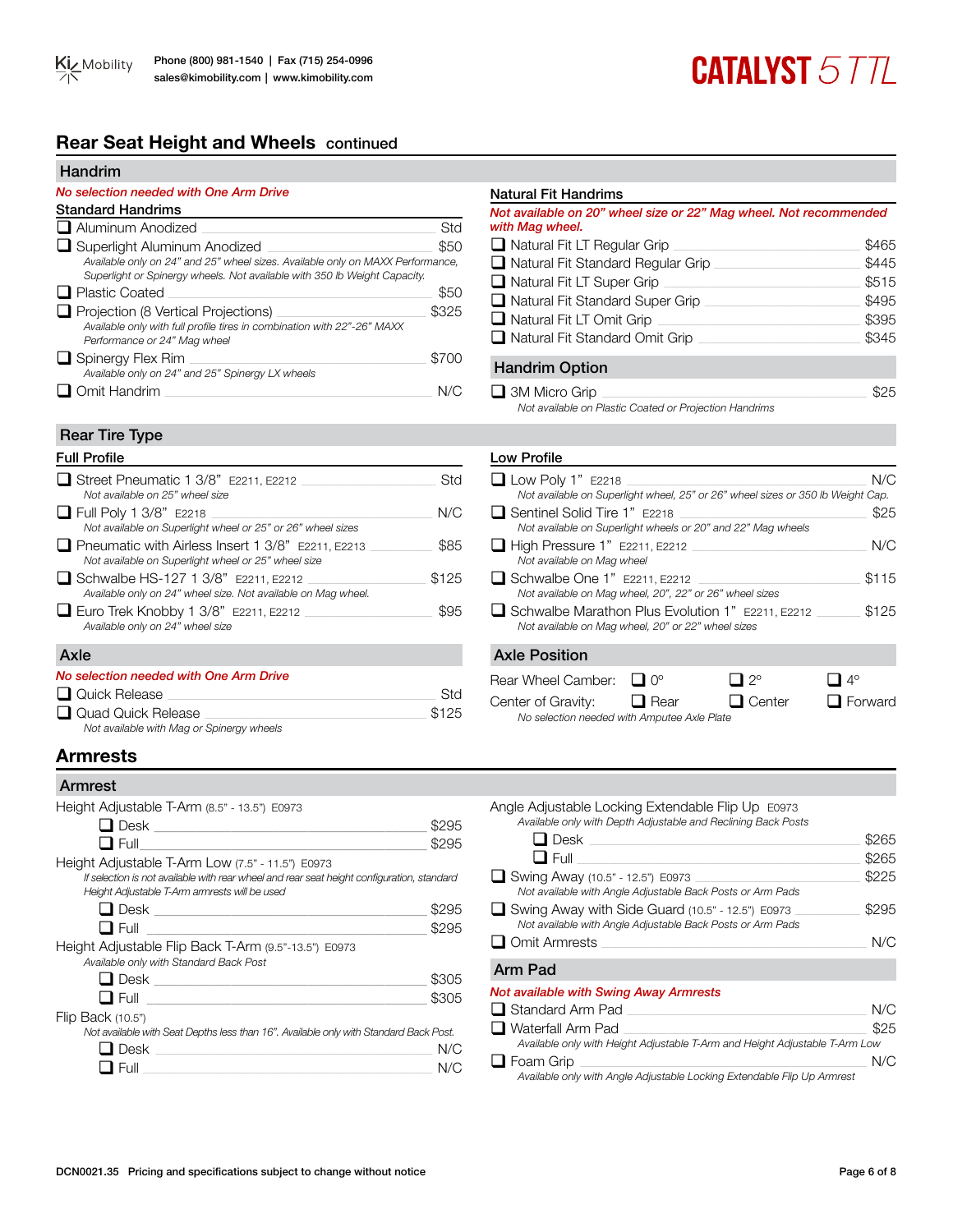## Rear Seat Height and Wheels continued

### Handrim

*No selection needed with One Arm Drive*

**Standard Handrims**

| Option | Price |
|---|---|
| ❑ Aluminum Anodized | Std |
| ❑ Superlight Aluminum Anodized<br>*Available only on 24" and 25" wheel sizes. Available only on MAXX Performance, Superlight or Spinergy wheels. Not available with 350 lb Weight Capacity.* | $50 |
| ❑ Plastic Coated | $50 |
| ❑ Projection (8 Vertical Projections)<br>*Available only with full profile tires in combination with 22"-26" MAXX Performance or 24" Mag wheel* | $325 |
| ❑ Spinergy Flex Rim<br>*Available only on 24" and 25" Spinergy LX wheels* | $700 |
| ❑ Omit Handrim | N/C |

**Natural Fit Handrims**

*Not available on 20" wheel size or 22" Mag wheel. Not recommended with Mag wheel.*

| Option | Price |
|---|---|
| ❑ Natural Fit LT Regular Grip | $465 |
| ❑ Natural Fit Standard Regular Grip | $445 |
| ❑ Natural Fit LT Super Grip | $515 |
| ❑ Natural Fit Standard Super Grip | $495 |
| ❑ Natural Fit LT Omit Grip | $395 |
| ❑ Natural Fit Standard Omit Grip | $345 |

### Handrim Option

| Option | Price |
|---|---|
| ❑ 3M Micro Grip<br>*Not available on Plastic Coated or Projection Handrims* | $25 |

### Rear Tire Type

**Full Profile**

| Option | Price |
|---|---|
| ❑ Street Pneumatic 1 3/8" E2211, E2212<br>*Not available on 25" wheel size* | Std |
| ❑ Full Poly 1 3/8" E2218<br>*Not available on Superlight wheel or 25" or 26" wheel sizes* | N/C |
| ❑ Pneumatic with Airless Insert 1 3/8" E2211, E2213<br>*Not available on Superlight wheel or 25" wheel size* | $85 |
| ❑ Schwalbe HS-127 1 3/8" E2211, E2212<br>*Available only on 24" wheel size. Not available on Mag wheel.* | $125 |
| ❑ Euro Trek Knobby 1 3/8" E2211, E2212<br>*Available only on 24" wheel size* | $95 |

**Low Profile**

| Option | Price |
|---|---|
| ❑ Low Poly 1" E2218<br>*Not available on Superlight wheel, 25" or 26" wheel sizes or 350 lb Weight Cap.* | N/C |
| ❑ Sentinel Solid Tire 1" E2218<br>*Not available on Superlight wheels or 20" and 22" Mag wheels* | $25 |
| ❑ High Pressure 1" E2211, E2212<br>*Not available on Mag wheel* | N/C |
| ❑ Schwalbe One 1" E2211, E2212<br>*Not available on Mag wheel, 20", 22" or 26" wheel sizes* | $115 |
| ❑ Schwalbe Marathon Plus Evolution 1" E2211, E2212<br>*Not available on Mag wheel, 20" or 22" wheel sizes* | $125 |

### Axle

*No selection needed with One Arm Drive*

| Option | Price |
|---|---|
| ❑ Quick Release | Std |
| ❑ Quad Quick Release<br>*Not available with Mag or Spinergy wheels* | $125 |

### Axle Position

| | | | |
|---|---|---|---|
| Rear Wheel Camber: | ❑ 0° | ❑ 2° | ❑ 4° |
| Center of Gravity: | ❑ Rear | ❑ Center | ❑ Forward |

*No selection needed with Amputee Axle Plate*

## Armrests

### Armrest

| Option | Price |
|---|---|
| **Height Adjustable T-Arm** (8.5" - 13.5") E0973 | |
| ❑ Desk | $295 |
| ❑ Full | $295 |
| **Height Adjustable T-Arm Low** (7.5" - 11.5") E0973<br>*If selection is not available with rear wheel and rear seat height configuration, standard Height Adjustable T-Arm armrests will be used* | |
| ❑ Desk | $295 |
| ❑ Full | $295 |
| **Height Adjustable Flip Back T-Arm** (9.5"-13.5") E0973<br>*Available only with Standard Back Post* | |
| ❑ Desk | $305 |
| ❑ Full | $305 |
| **Flip Back** (10.5")<br>*Not available with Seat Depths less than 16". Available only with Standard Back Post.* | |
| ❑ Desk | N/C |
| ❑ Full | N/C |
| **Angle Adjustable Locking Extendable Flip Up** E0973<br>*Available only with Depth Adjustable and Reclining Back Posts* | |
| ❑ Desk | $265 |
| ❑ Full | $265 |
| ❑ Swing Away (10.5" - 12.5") E0973<br>*Not available with Angle Adjustable Back Posts or Arm Pads* | $225 |
| ❑ Swing Away with Side Guard (10.5" - 12.5") E0973<br>*Not available with Angle Adjustable Back Posts or Arm Pads* | $295 |
| ❑ Omit Armrests | N/C |

### Arm Pad

*Not available with Swing Away Armrests*

| Option | Price |
|---|---|
| ❑ Standard Arm Pad | N/C |
| ❑ Waterfall Arm Pad<br>*Available only with Height Adjustable T-Arm and Height Adjustable T-Arm Low* | $25 |
| ❑ Foam Grip<br>*Available only with Angle Adjustable Locking Extendable Flip Up Armrest* | N/C |

DCN0021.35 Pricing and specifications subject to change without notice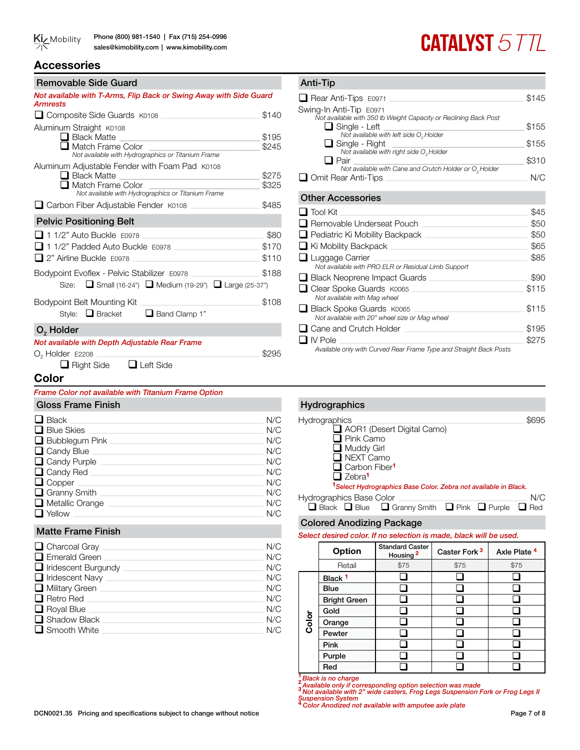# Accessories

## Removable Side Guard

***Not available with T-Arms, Flip Back or Swing Away with Side Guard Armrests***

- ❑ Composite Side Guards K0108 — $140

Aluminum Straight K0108
- ❑ Black Matte — $195
- ❑ Match Frame Color — $245
  *Not available with Hydrographics or Titanium Frame*

Aluminum Adjustable Fender with Foam Pad K0108
- ❑ Black Matte — $275
- ❑ Match Frame Color — $325
  *Not available with Hydrographics or Titanium Frame*

- ❑ Carbon Fiber Adjustable Fender K0108 — $485

## Pelvic Positioning Belt

- ❑ 1 1/2" Auto Buckle E0978 — $80
- ❑ 1 1/2" Padded Auto Buckle E0978 — $170
- ❑ 2" Airline Buckle E0978 — $110

Bodypoint Evoflex - Pelvic Stabilizer E0978 — $188
Size: ❑ Small (16-24") ❑ Medium (19-29") ❑ Large (25-37")

Bodypoint Belt Mounting Kit — $108
Style: ❑ Bracket ❑ Band Clamp 1"

## $O_2$ Holder

***Not available with Depth Adjustable Rear Frame***

$O_2$ Holder E2208 — $295
❑ Right Side ❑ Left Side

## Anti-Tip

- ❑ Rear Anti-Tips E0971 — $145

Swing-In Anti-Tip E0971
*Not available with 350 lb Weight Capacity or Reclining Back Post*
- ❑ Single - Left — $155
  *Not available with left side $O_2$ Holder*
- ❑ Single - Right — $155
  *Not available with right side $O_2$ Holder*
- ❑ Pair — $310
  *Not available with Cane and Crutch Holder or $O_2$ Holder*

- ❑ Omit Rear Anti-Tips — N/C

## Other Accessories

- ❑ Tool Kit — $45
- ❑ Removable Underseat Pouch — $50
- ❑ Pediatric Ki Mobility Backpack — $50
- ❑ Ki Mobility Backpack — $65
- ❑ Luggage Carrier — $85
  *Not available with PRO ELR or Residual Limb Support*
- ❑ Black Neoprene Impact Guards — $90
- ❑ Clear Spoke Guards K0065 — $115
  *Not available with Mag wheel*
- ❑ Black Spoke Guards K0065 — $115
  *Not available with 20" wheel size or Mag wheel*
- ❑ Cane and Crutch Holder — $195
- ❑ IV Pole — $275
  *Available only with Curved Rear Frame Type and Straight Back Posts*

# Color

***Frame Color not available with Titanium Frame Option***

## Gloss Frame Finish

- ❑ Black — N/C
- ❑ Blue Skies — N/C
- ❑ Bubblegum Pink — N/C
- ❑ Candy Blue — N/C
- ❑ Candy Purple — N/C
- ❑ Candy Red — N/C
- ❑ Copper — N/C
- ❑ Granny Smith — N/C
- ❑ Metallic Orange — N/C
- ❑ Yellow — N/C

## Matte Frame Finish

- ❑ Charcoal Gray — N/C
- ❑ Emerald Green — N/C
- ❑ Iridescent Burgundy — N/C
- ❑ Iridescent Navy — N/C
- ❑ Military Green — N/C
- ❑ Retro Red — N/C
- ❑ Royal Blue — N/C
- ❑ Shadow Black — N/C
- ❑ Smooth White — N/C

## Hydrographics

Hydrographics — $695
- ❑ AOR1 (Desert Digital Camo)
- ❑ Pink Camo
- ❑ Muddy Girl
- ❑ NEXT Camo
- ❑ Carbon Fiber[1]
- ❑ Zebra[1]

***[1] Select Hydrographics Base Color. Zebra not available in Black.***

Hydrographics Base Color — N/C
❑ Black ❑ Blue ❑ Granny Smith ❑ Pink ❑ Purple ❑ Red

## Colored Anodizing Package

***Select desired color. If no selection is made, black will be used.***

| | Option | Standard Caster Housing [2] | Caster Fork [3] | Axle Plate [4] |
|---|---|---|---|---|
| | Retail | $75 | $75 | $75 |
| Color | Black [1] | ❑ | ❑ | ❑ |
| | Blue | ❑ | ❑ | ❑ |
| | Bright Green | ❑ | ❑ | ❑ |
| | Gold | ❑ | ❑ | ❑ |
| | Orange | ❑ | ❑ | ❑ |
| | Pewter | ❑ | ❑ | ❑ |
| | Pink | ❑ | ❑ | ❑ |
| | Purple | ❑ | ❑ | ❑ |
| | Red | ❑ | ❑ | ❑ |

*[1] Black is no charge*
*[2] Available only if corresponding option selection was made*
*[3] Not available with 2" wide casters, Frog Legs Suspension Fork or Frog Legs II Suspension System*
*[4] Color Anodized not available with amputee axle plate*

DCN0021.35 Pricing and specifications subject to change without notice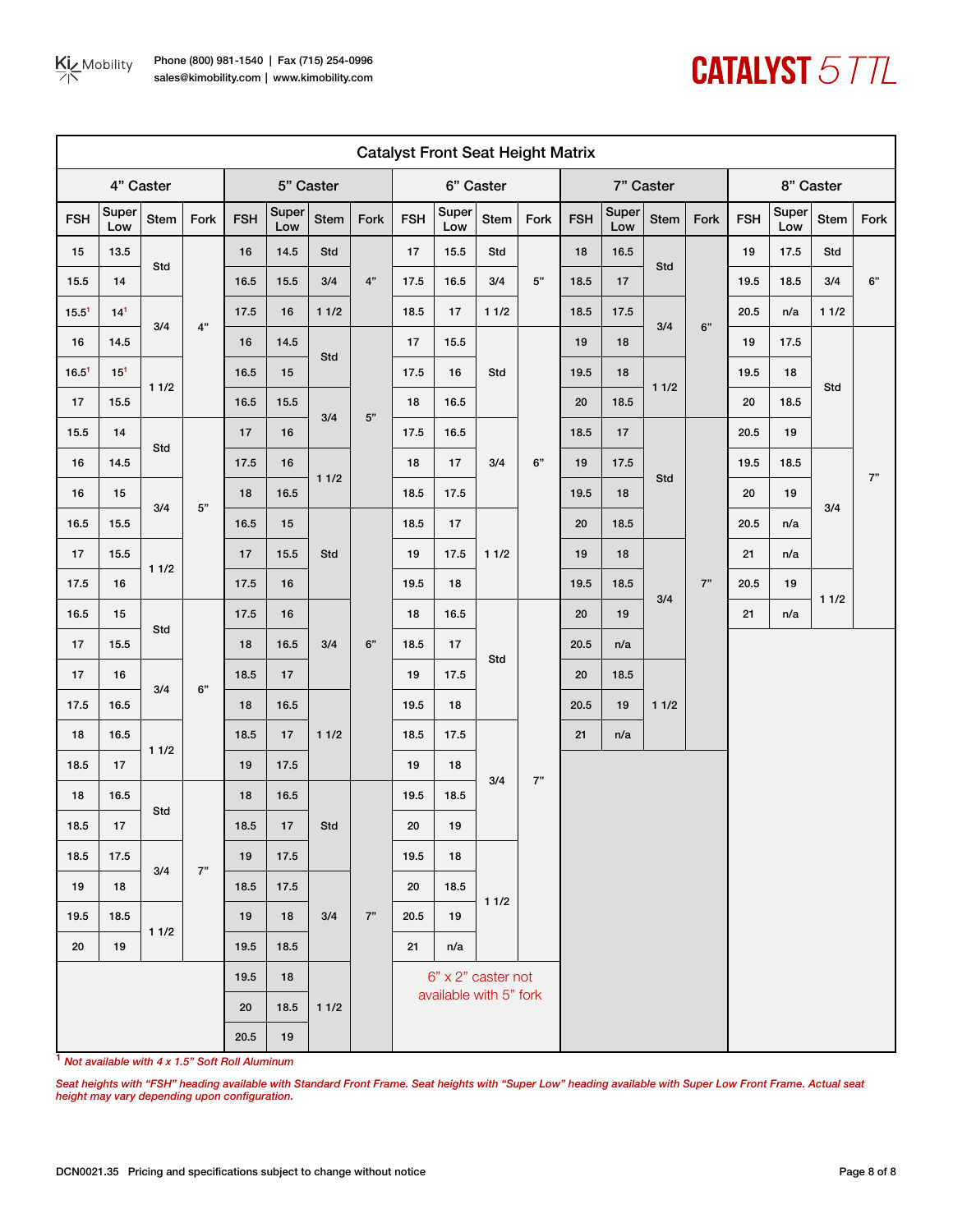| Catalyst Front Seat Height Matrix | | | | | | | | | | | | | | | | | | | |
|---|---|---|---|---|---|---|---|---|---|---|---|---|---|---|---|---|---|---|---|
| 4" Caster | | | | 5" Caster | | | | 6" Caster | | | | 7" Caster | | | | 8" Caster | | | |
| FSH | Super Low | Stem | Fork | FSH | Super Low | Stem | Fork | FSH | Super Low | Stem | Fork | FSH | Super Low | Stem | Fork | FSH | Super Low | Stem | Fork |
| 15 | 13.5 | Std | 4" | 16 | 14.5 | Std | 4" | 17 | 15.5 | Std | 5" | 18 | 16.5 | Std | 6" | 19 | 17.5 | Std | 6" |
| 15.5 | 14 | | | 16.5 | 15.5 | 3/4 | | 17.5 | 16.5 | 3/4 | | 18.5 | 17 | | | 19.5 | 18.5 | 3/4 | |
| 15.5[1] | 14[1] | 3/4 | | 17.5 | 16 | 1 1/2 | | 18.5 | 17 | 1 1/2 | | 18.5 | 17.5 | 3/4 | | 20.5 | n/a | 1 1/2 | |
| 16 | 14.5 | | | 16 | 14.5 | Std | 5" | 17 | 15.5 | Std | 6" | 19 | 18 | | | 19 | 17.5 | Std | 7" |
| 16.5[1] | 15[1] | 1 1/2 | | 16.5 | 15 | | | 17.5 | 16 | | | 19.5 | 18 | 1 1/2 | | 19.5 | 18 | | |
| 17 | 15.5 | | | 16.5 | 15.5 | 3/4 | | 18 | 16.5 | | | 20 | 18.5 | | | 20 | 18.5 | | |
| 15.5 | 14 | Std | 5" | 17 | 16 | | | 17.5 | 16.5 | 3/4 | | 18.5 | 17 | Std | 7" | 20.5 | 19 | | |
| 16 | 14.5 | | | 17.5 | 16 | 1 1/2 | | 18 | 17 | | | 19 | 17.5 | | | 19.5 | 18.5 | 3/4 | |
| 16 | 15 | 3/4 | | 18 | 16.5 | | | 18.5 | 17.5 | | | 19.5 | 18 | | | 20 | 19 | | |
| 16.5 | 15.5 | | | 16.5 | 15 | Std | 6" | 18.5 | 17 | 1 1/2 | | 20 | 18.5 | | | 20.5 | n/a | | |
| 17 | 15.5 | 1 1/2 | | 17 | 15.5 | | | 19 | 17.5 | | | 19 | 18 | 3/4 | | 21 | n/a | | |
| 17.5 | 16 | | | 17.5 | 16 | | | 19.5 | 18 | | | 19.5 | 18.5 | | | 20.5 | 19 | 1 1/2 | |
| 16.5 | 15 | Std | 6" | 17.5 | 16 | 3/4 | | 18 | 16.5 | Std | 7" | 20 | 19 | | | 21 | n/a | | |
| 17 | 15.5 | | | 18 | 16.5 | | | 18.5 | 17 | | | 20.5 | n/a | | | | | | |
| 17 | 16 | 3/4 | | 18.5 | 17 | | | 19 | 17.5 | | | 20 | 18.5 | 1 1/2 | | | | | |
| 17.5 | 16.5 | | | 18 | 16.5 | 1 1/2 | | 19.5 | 18 | | | 20.5 | 19 | | | | | | |
| 18 | 16.5 | 1 1/2 | | 18.5 | 17 | | | 18.5 | 17.5 | 3/4 | | 21 | n/a | | | | | | |
| 18.5 | 17 | | | 19 | 17.5 | | | 19 | 18 | | | | | | | | | | |
| 18 | 16.5 | Std | 7" | 18 | 16.5 | Std | 7" | 19.5 | 18.5 | | | | | | | | | | |
| 18.5 | 17 | | | 18.5 | 17 | | | 20 | 19 | | | | | | | | | | |
| 18.5 | 17.5 | 3/4 | | 19 | 17.5 | | | 19.5 | 18 | 1 1/2 | | | | | | | | | |
| 19 | 18 | | | 18.5 | 17.5 | 3/4 | | 20 | 18.5 | | | | | | | | | | |
| 19.5 | 18.5 | 1 1/2 | | 19 | 18 | | | 20.5 | 19 | | | | | | | | | | |
| 20 | 19 | | | 19.5 | 18.5 | | | 21 | n/a | | | | | | | | | | |
| | | | | 19.5 | 18 | 1 1/2 | | 6" x 2" caster not available with 5" fork | | | | | | | | | | | |
| | | | | 20 | 18.5 | | | | | | | | | | | | | | |
| | | | | 20.5 | 19 | | | | | | | | | | | | | | |

[1] *Not available with 4 x 1.5" Soft Roll Aluminum*

*Seat heights with "FSH" heading available with Standard Front Frame. Seat heights with "Super Low" heading available with Super Low Front Frame. Actual seat height may vary depending upon configuration.*